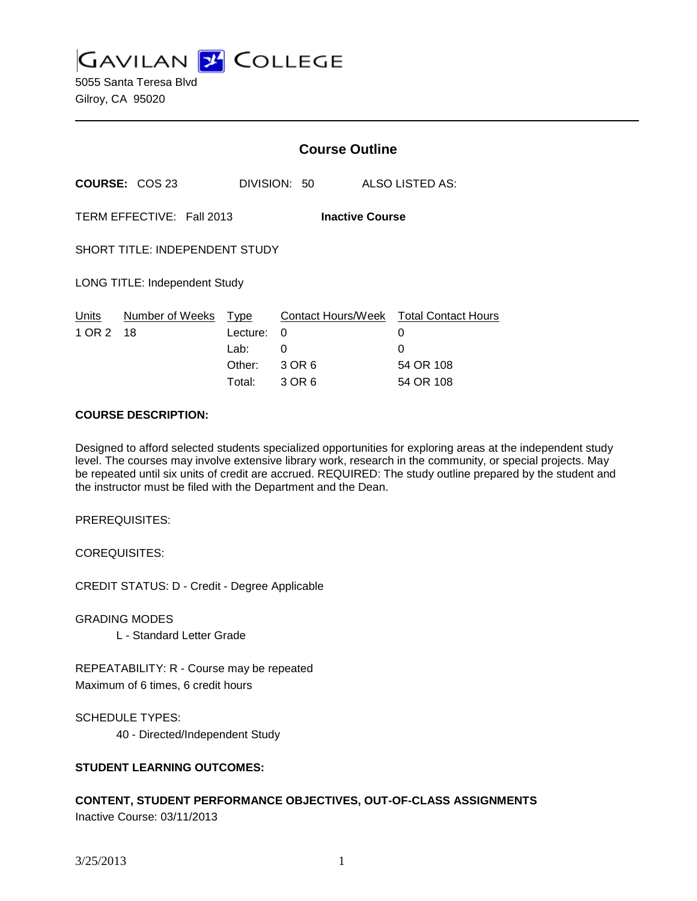# GAVILAN COLLEGE

5055 Santa Teresa Blvd
Gilroy, CA 95020

## Course Outline

**COURSE:** COS 23 DIVISION: 50 ALSO LISTED AS:

TERM EFFECTIVE: Fall 2013 **Inactive Course**

SHORT TITLE: INDEPENDENT STUDY

LONG TITLE: Independent Study

| Units | Number of Weeks | Type | Contact Hours/Week | Total Contact Hours |
|---|---|---|---|---|
| 1 OR 2 | 18 | Lecture: | 0 | 0 |
| | | Lab: | 0 | 0 |
| | | Other: | 3 OR 6 | 54 OR 108 |
| | | Total: | 3 OR 6 | 54 OR 108 |

**COURSE DESCRIPTION:**

Designed to afford selected students specialized opportunities for exploring areas at the independent study level. The courses may involve extensive library work, research in the community, or special projects. May be repeated until six units of credit are accrued. REQUIRED: The study outline prepared by the student and the instructor must be filed with the Department and the Dean.

PREREQUISITES:

COREQUISITES:

CREDIT STATUS: D - Credit - Degree Applicable

GRADING MODES

L - Standard Letter Grade

REPEATABILITY: R - Course may be repeated
Maximum of 6 times, 6 credit hours

SCHEDULE TYPES:

40 - Directed/Independent Study

**STUDENT LEARNING OUTCOMES:**

**CONTENT, STUDENT PERFORMANCE OBJECTIVES, OUT-OF-CLASS ASSIGNMENTS**

Inactive Course: 03/11/2013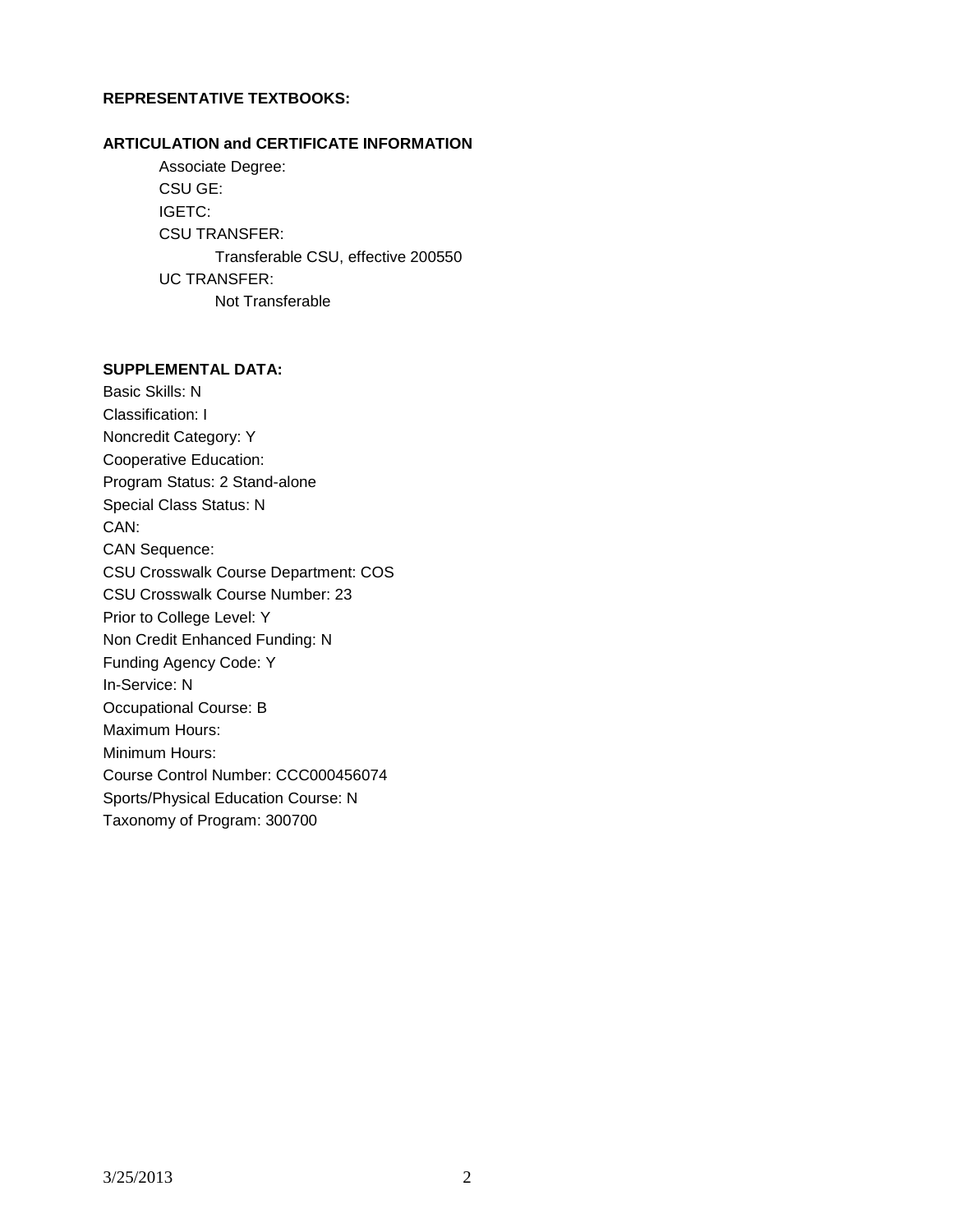**REPRESENTATIVE TEXTBOOKS:**

**ARTICULATION and CERTIFICATE INFORMATION**

Associate Degree:
CSU GE:
IGETC:
CSU TRANSFER:
    Transferable CSU, effective 200550
UC TRANSFER:
    Not Transferable

**SUPPLEMENTAL DATA:**

Basic Skills: N
Classification: I
Noncredit Category: Y
Cooperative Education:
Program Status: 2 Stand-alone
Special Class Status: N
CAN:
CAN Sequence:
CSU Crosswalk Course Department: COS
CSU Crosswalk Course Number: 23
Prior to College Level: Y
Non Credit Enhanced Funding: N
Funding Agency Code: Y
In-Service: N
Occupational Course: B
Maximum Hours:
Minimum Hours:
Course Control Number: CCC000456074
Sports/Physical Education Course: N
Taxonomy of Program: 300700